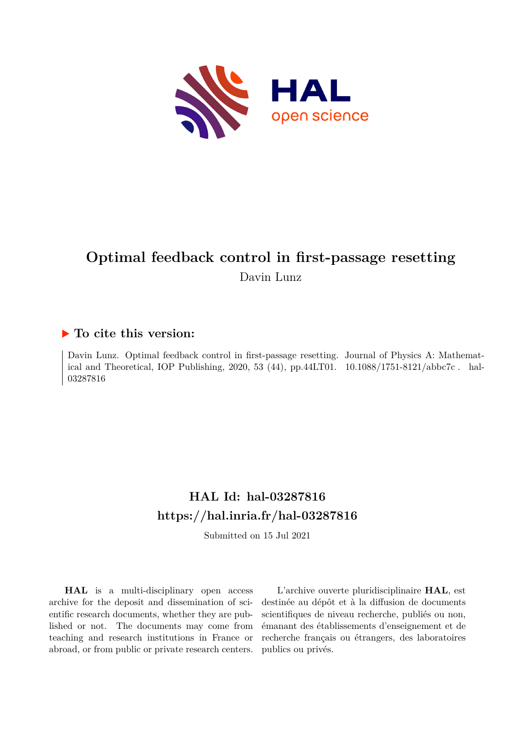# Optimal feedback control in first-passage resetting

Davin Lunz

## ▶ To cite this version:

Davin Lunz. Optimal feedback control in first-passage resetting. Journal of Physics A: Mathematical and Theoretical, IOP Publishing, 2020, 53 (44), pp.44LT01. 10.1088/1751-8121/abbc7c . hal-03287816

## HAL Id: hal-03287816

## https://hal.inria.fr/hal-03287816

Submitted on 15 Jul 2021

**HAL** is a multi-disciplinary open access archive for the deposit and dissemination of scientific research documents, whether they are published or not. The documents may come from teaching and research institutions in France or abroad, or from public or private research centers.

L'archive ouverte pluridisciplinaire **HAL**, est destinée au dépôt et à la diffusion de documents scientifiques de niveau recherche, publiés ou non, émanant des établissements d'enseignement et de recherche français ou étrangers, des laboratoires publics ou privés.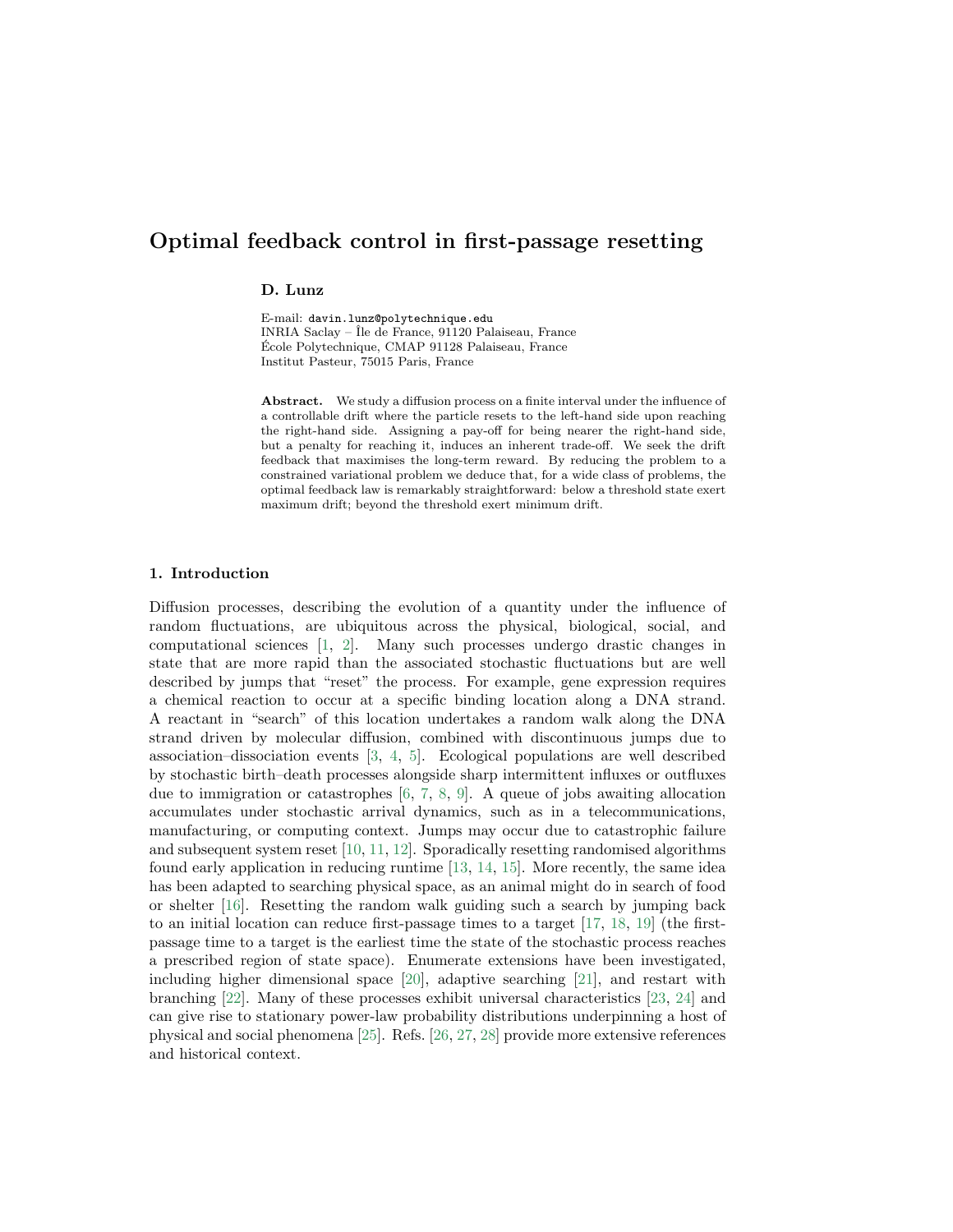# Optimal feedback control in first-passage resetting

**D. Lunz**

E-mail: davin.lunz@polytechnique.edu
INRIA Saclay – Île de France, 91120 Palaiseau, France
École Polytechnique, CMAP 91128 Palaiseau, France
Institut Pasteur, 75015 Paris, France

**Abstract.** We study a diffusion process on a finite interval under the influence of a controllable drift where the particle resets to the left-hand side upon reaching the right-hand side. Assigning a pay-off for being nearer the right-hand side, but a penalty for reaching it, induces an inherent trade-off. We seek the drift feedback that maximises the long-term reward. By reducing the problem to a constrained variational problem we deduce that, for a wide class of problems, the optimal feedback law is remarkably straightforward: below a threshold state exert maximum drift; beyond the threshold exert minimum drift.

## 1. Introduction

Diffusion processes, describing the evolution of a quantity under the influence of random fluctuations, are ubiquitous across the physical, biological, social, and computational sciences [1, 2]. Many such processes undergo drastic changes in state that are more rapid than the associated stochastic fluctuations but are well described by jumps that "reset" the process. For example, gene expression requires a chemical reaction to occur at a specific binding location along a DNA strand. A reactant in "search" of this location undertakes a random walk along the DNA strand driven by molecular diffusion, combined with discontinuous jumps due to association–dissociation events [3, 4, 5]. Ecological populations are well described by stochastic birth–death processes alongside sharp intermittent influxes or outfluxes due to immigration or catastrophes [6, 7, 8, 9]. A queue of jobs awaiting allocation accumulates under stochastic arrival dynamics, such as in a telecommunications, manufacturing, or computing context. Jumps may occur due to catastrophic failure and subsequent system reset [10, 11, 12]. Sporadically resetting randomised algorithms found early application in reducing runtime [13, 14, 15]. More recently, the same idea has been adapted to searching physical space, as an animal might do in search of food or shelter [16]. Resetting the random walk guiding such a search by jumping back to an initial location can reduce first-passage times to a target [17, 18, 19] (the first-passage time to a target is the earliest time the state of the stochastic process reaches a prescribed region of state space). Enumerate extensions have been investigated, including higher dimensional space [20], adaptive searching [21], and restart with branching [22]. Many of these processes exhibit universal characteristics [23, 24] and can give rise to stationary power-law probability distributions underpinning a host of physical and social phenomena [25]. Refs. [26, 27, 28] provide more extensive references and historical context.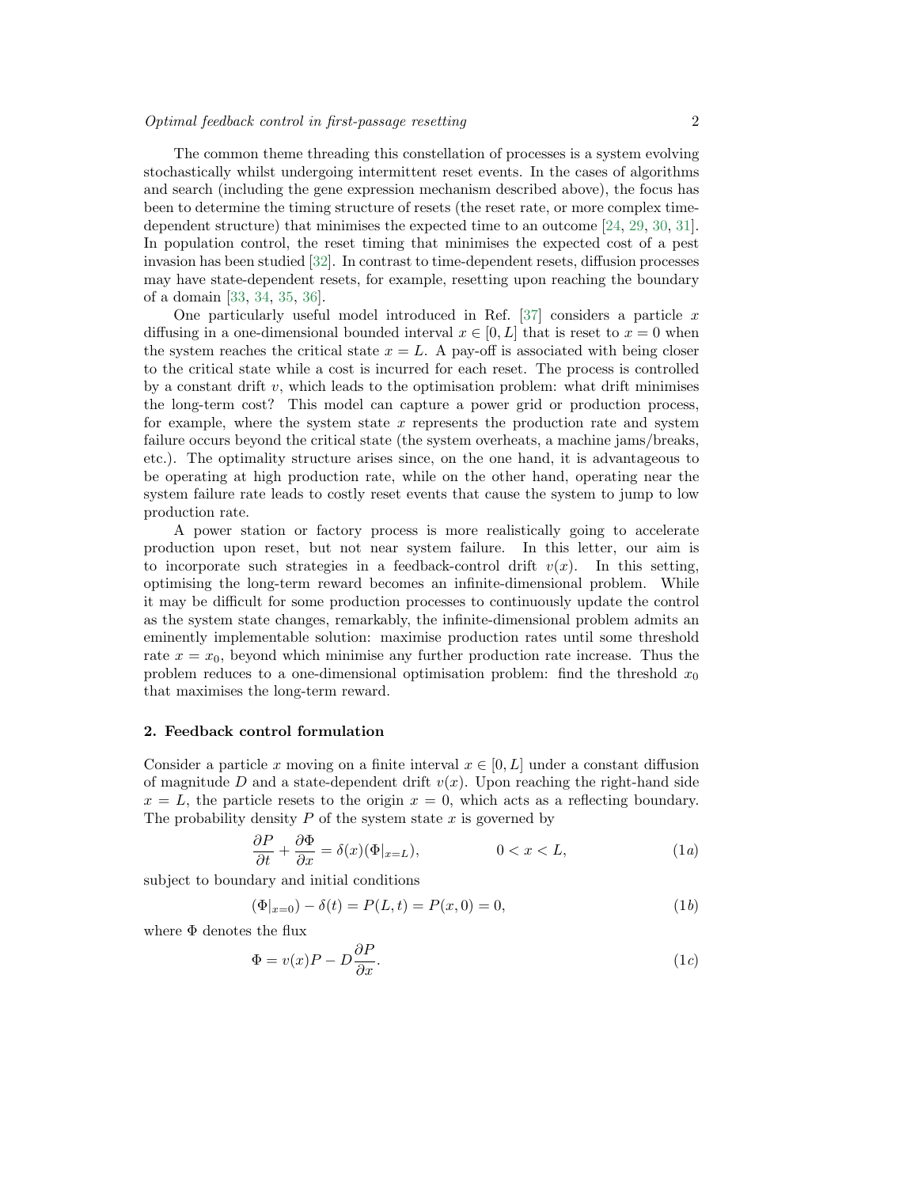The common theme threading this constellation of processes is a system evolving stochastically whilst undergoing intermittent reset events. In the cases of algorithms and search (including the gene expression mechanism described above), the focus has been to determine the timing structure of resets (the reset rate, or more complex time-dependent structure) that minimises the expected time to an outcome [24, 29, 30, 31]. In population control, the reset timing that minimises the expected cost of a pest invasion has been studied [32]. In contrast to time-dependent resets, diffusion processes may have state-dependent resets, for example, resetting upon reaching the boundary of a domain [33, 34, 35, 36].

One particularly useful model introduced in Ref. [37] considers a particle $x$ diffusing in a one-dimensional bounded interval $x \in [0, L]$ that is reset to $x = 0$ when the system reaches the critical state $x = L$. A pay-off is associated with being closer to the critical state while a cost is incurred for each reset. The process is controlled by a constant drift $v$, which leads to the optimisation problem: what drift minimises the long-term cost? This model can capture a power grid or production process, for example, where the system state $x$ represents the production rate and system failure occurs beyond the critical state (the system overheats, a machine jams/breaks, etc.). The optimality structure arises since, on the one hand, it is advantageous to be operating at high production rate, while on the other hand, operating near the system failure rate leads to costly reset events that cause the system to jump to low production rate.

A power station or factory process is more realistically going to accelerate production upon reset, but not near system failure. In this letter, our aim is to incorporate such strategies in a feedback-control drift $v(x)$. In this setting, optimising the long-term reward becomes an infinite-dimensional problem. While it may be difficult for some production processes to continuously update the control as the system state changes, remarkably, the infinite-dimensional problem admits an eminently implementable solution: maximise production rates until some threshold rate $x = x_0$, beyond which minimise any further production rate increase. Thus the problem reduces to a one-dimensional optimisation problem: find the threshold $x_0$ that maximises the long-term reward.

## 2. Feedback control formulation

Consider a particle $x$ moving on a finite interval $x \in [0, L]$ under a constant diffusion of magnitude $D$ and a state-dependent drift $v(x)$. Upon reaching the right-hand side $x = L$, the particle resets to the origin $x = 0$, which acts as a reflecting boundary. The probability density $P$ of the system state $x$ is governed by

$$\frac{\partial P}{\partial t} + \frac{\partial \Phi}{\partial x} = \delta(x)(\Phi|_{x=L}), \qquad 0 < x < L, \tag{1a}$$

subject to boundary and initial conditions

$$(\Phi|_{x=0}) - \delta(t) = P(L, t) = P(x, 0) = 0, \tag{1b}$$

where $\Phi$ denotes the flux

$$\Phi = v(x)P - D\frac{\partial P}{\partial x}. \tag{1c}$$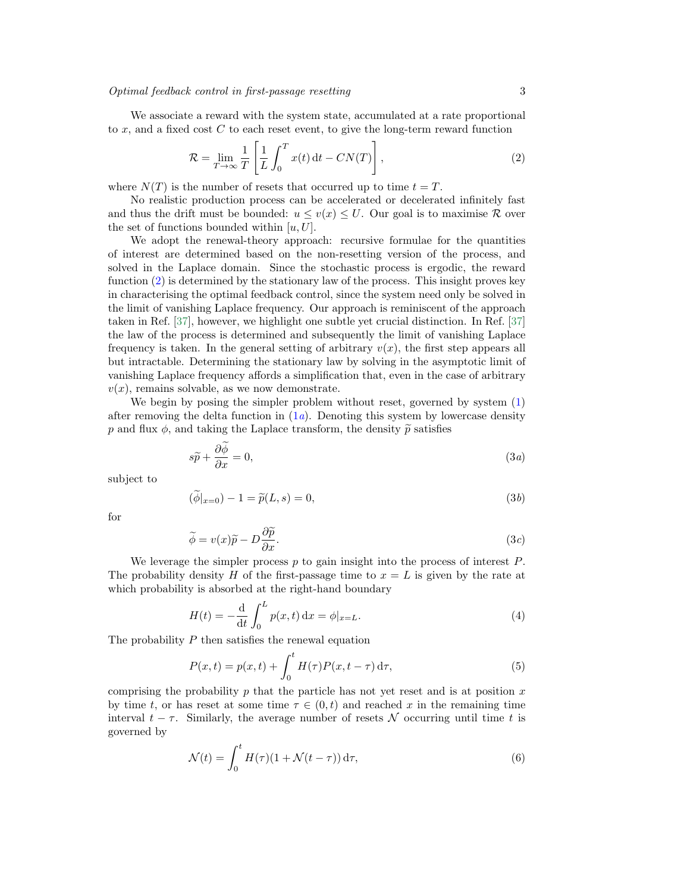We associate a reward with the system state, accumulated at a rate proportional to $x$, and a fixed cost $C$ to each reset event, to give the long-term reward function

$$\mathcal{R} = \lim_{T\to\infty} \frac{1}{T}\left[\frac{1}{L}\int_0^T x(t)\,\mathrm{d}t - CN(T)\right], \tag{2}$$

where $N(T)$ is the number of resets that occurred up to time $t = T$.

No realistic production process can be accelerated or decelerated infinitely fast and thus the drift must be bounded: $u \leq v(x) \leq U$. Our goal is to maximise $\mathcal{R}$ over the set of functions bounded within $[u, U]$.

We adopt the renewal-theory approach: recursive formulae for the quantities of interest are determined based on the non-resetting version of the process, and solved in the Laplace domain. Since the stochastic process is ergodic, the reward function (2) is determined by the stationary law of the process. This insight proves key in characterising the optimal feedback control, since the system need only be solved in the limit of vanishing Laplace frequency. Our approach is reminiscent of the approach taken in Ref. [37], however, we highlight one subtle yet crucial distinction. In Ref. [37] the law of the process is determined and subsequently the limit of vanishing Laplace frequency is taken. In the general setting of arbitrary $v(x)$, the first step appears all but intractable. Determining the stationary law by solving in the asymptotic limit of vanishing Laplace frequency affords a simplification that, even in the case of arbitrary $v(x)$, remains solvable, as we now demonstrate.

We begin by posing the simpler problem without reset, governed by system (1) after removing the delta function in (1$a$). Denoting this system by lowercase density $p$ and flux $\phi$, and taking the Laplace transform, the density $\widetilde{p}$ satisfies

$$s\widetilde{p} + \frac{\partial \widetilde{\phi}}{\partial x} = 0, \tag{3a}$$

subject to

$$(\widetilde{\phi}|_{x=0}) - 1 = \widetilde{p}(L, s) = 0, \tag{3b}$$

for

$$\widetilde{\phi} = v(x)\widetilde{p} - D\frac{\partial \widetilde{p}}{\partial x}. \tag{3c}$$

We leverage the simpler process $p$ to gain insight into the process of interest $P$. The probability density $H$ of the first-passage time to $x = L$ is given by the rate at which probability is absorbed at the right-hand boundary

$$H(t) = -\frac{\mathrm{d}}{\mathrm{d}t}\int_0^L p(x,t)\,\mathrm{d}x = \phi|_{x=L}. \tag{4}$$

The probability $P$ then satisfies the renewal equation

$$P(x,t) = p(x,t) + \int_0^t H(\tau)P(x, t-\tau)\,\mathrm{d}\tau, \tag{5}$$

comprising the probability $p$ that the particle has not yet reset and is at position $x$ by time $t$, or has reset at some time $\tau \in (0, t)$ and reached $x$ in the remaining time interval $t - \tau$. Similarly, the average number of resets $\mathcal{N}$ occurring until time $t$ is governed by

$$\mathcal{N}(t) = \int_0^t H(\tau)(1 + \mathcal{N}(t-\tau))\,\mathrm{d}\tau, \tag{6}$$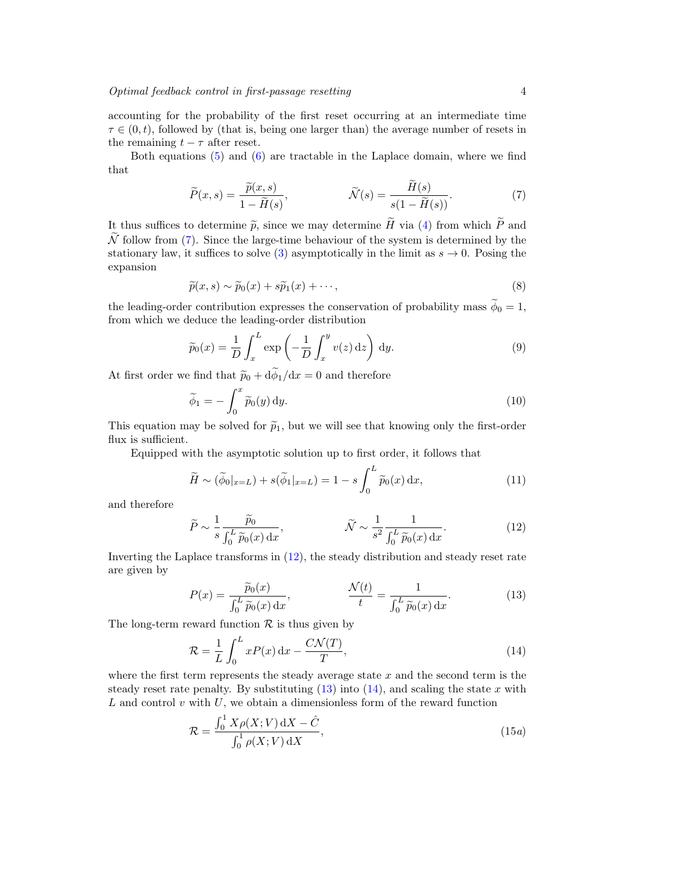accounting for the probability of the first reset occurring at an intermediate time $\tau \in (0, t)$, followed by (that is, being one larger than) the average number of resets in the remaining $t - \tau$ after reset.

Both equations (5) and (6) are tractable in the Laplace domain, where we find that

$$\widetilde{P}(x, s) = \frac{\widetilde{p}(x, s)}{1 - \widetilde{H}(s)}, \qquad \widetilde{\mathcal{N}}(s) = \frac{\widetilde{H}(s)}{s(1 - \widetilde{H}(s))}. \tag{7}$$

It thus suffices to determine $\widetilde{p}$, since we may determine $\widetilde{H}$ via (4) from which $\widetilde{P}$ and $\widetilde{\mathcal{N}}$ follow from (7). Since the large-time behaviour of the system is determined by the stationary law, it suffices to solve (3) asymptotically in the limit as $s \to 0$. Posing the expansion

$$\widetilde{p}(x, s) \sim \widetilde{p}_0(x) + s\widetilde{p}_1(x) + \cdots, \tag{8}$$

the leading-order contribution expresses the conservation of probability mass $\widetilde{\phi}_0 = 1$, from which we deduce the leading-order distribution

$$\widetilde{p}_0(x) = \frac{1}{D} \int_x^L \exp\left( -\frac{1}{D} \int_x^y v(z) \, \mathrm{d}z \right) \, \mathrm{d}y. \tag{9}$$

At first order we find that $\widetilde{p}_0 + \mathrm{d}\widetilde{\phi}_1/\mathrm{d}x = 0$ and therefore

$$\widetilde{\phi}_1 = -\int_0^x \widetilde{p}_0(y) \, \mathrm{d}y. \tag{10}$$

This equation may be solved for $\widetilde{p}_1$, but we will see that knowing only the first-order flux is sufficient.

Equipped with the asymptotic solution up to first order, it follows that

$$\widetilde{H} \sim (\widetilde{\phi}_0|_{x=L}) + s(\widetilde{\phi}_1|_{x=L}) = 1 - s \int_0^L \widetilde{p}_0(x) \, \mathrm{d}x, \tag{11}$$

and therefore

$$\widetilde{P} \sim \frac{1}{s} \frac{\widetilde{p}_0}{\int_0^L \widetilde{p}_0(x) \, \mathrm{d}x}, \qquad \widetilde{\mathcal{N}} \sim \frac{1}{s^2} \frac{1}{\int_0^L \widetilde{p}_0(x) \, \mathrm{d}x}. \tag{12}$$

Inverting the Laplace transforms in (12), the steady distribution and steady reset rate are given by

$$P(x) = \frac{\widetilde{p}_0(x)}{\int_0^L \widetilde{p}_0(x) \, \mathrm{d}x}, \qquad \frac{\mathcal{N}(t)}{t} = \frac{1}{\int_0^L \widetilde{p}_0(x) \, \mathrm{d}x}. \tag{13}$$

The long-term reward function $\mathcal{R}$ is thus given by

$$\mathcal{R} = \frac{1}{L} \int_0^L x P(x) \, \mathrm{d}x - \frac{C\mathcal{N}(T)}{T}, \tag{14}$$

where the first term represents the steady average state $x$ and the second term is the steady reset rate penalty. By substituting (13) into (14), and scaling the state $x$ with $L$ and control $v$ with $U$, we obtain a dimensionless form of the reward function

$$\mathcal{R} = \frac{\int_0^1 X\rho(X; V) \, \mathrm{d}X - \hat{C}}{\int_0^1 \rho(X; V) \, \mathrm{d}X}, \tag{15a}$$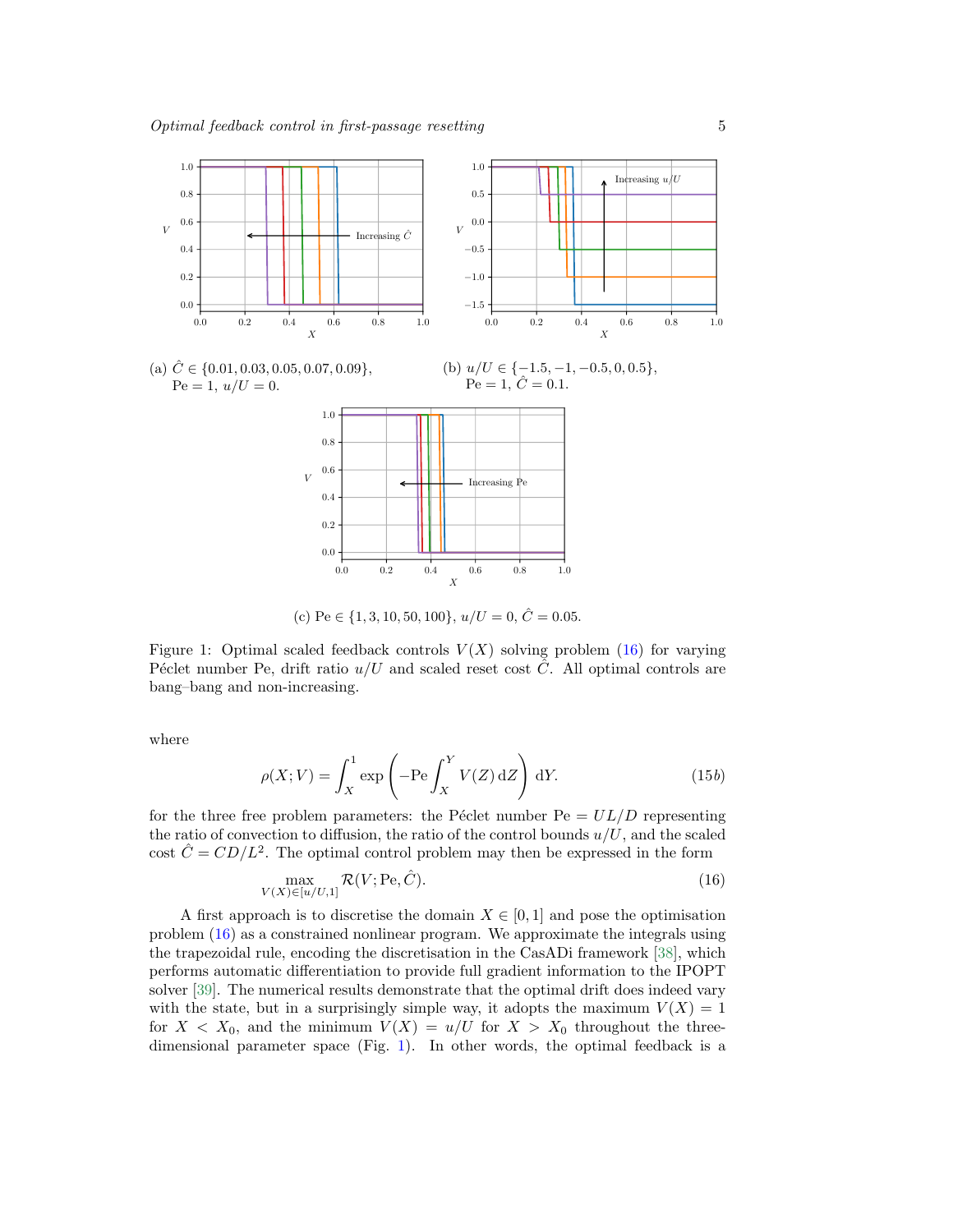1.0
0.8
0.6
V
0.4
0.2
0.0
0.0 0.2 0.4 0.6 0.8 1.0
X
Increasing $\hat{C}$

(a) $\hat{C} \in \{0.01, 0.03, 0.05, 0.07, 0.09\}$, Pe $= 1$, $u/U = 0$.

1.0
0.5
0.0
V
−0.5
−1.0
−1.5
0.0 0.2 0.4 0.6 0.8 1.0
X
Increasing $u/U$

(b) $u/U \in \{-1.5, -1, -0.5, 0, 0.5\}$, Pe $= 1$, $\hat{C} = 0.1$.

1.0
0.8
0.6
V
0.4
0.2
0.0
0.0 0.2 0.4 0.6 0.8 1.0
X
Increasing Pe

(c) Pe $\in \{1, 3, 10, 50, 100\}$, $u/U = 0$, $\hat{C} = 0.05$.

Figure 1: Optimal scaled feedback controls $V(X)$ solving problem (16) for varying Péclet number Pe, drift ratio $u/U$ and scaled reset cost $\hat{C}$. All optimal controls are bang–bang and non-increasing.

where

$$\rho(X; V) = \int_X^1 \exp\left(-\mathrm{Pe} \int_X^Y V(Z)\,\mathrm{d}Z\right) \mathrm{d}Y. \tag{15b}$$

for the three free problem parameters: the Péclet number $\mathrm{Pe} = UL/D$ representing the ratio of convection to diffusion, the ratio of the control bounds $u/U$, and the scaled cost $\hat{C} = CD/L^2$. The optimal control problem may then be expressed in the form

$$\max_{V(X) \in [u/U, 1]} \mathcal{R}(V; \mathrm{Pe}, \hat{C}). \tag{16}$$

A first approach is to discretise the domain $X \in [0, 1]$ and pose the optimisation problem (16) as a constrained nonlinear program. We approximate the integrals using the trapezoidal rule, encoding the discretisation in the CasADi framework [38], which performs automatic differentiation to provide full gradient information to the IPOPT solver [39]. The numerical results demonstrate that the optimal drift does indeed vary with the state, but in a surprisingly simple way, it adopts the maximum $V(X) = 1$ for $X < X_0$, and the minimum $V(X) = u/U$ for $X > X_0$ throughout the three-dimensional parameter space (Fig. 1). In other words, the optimal feedback is a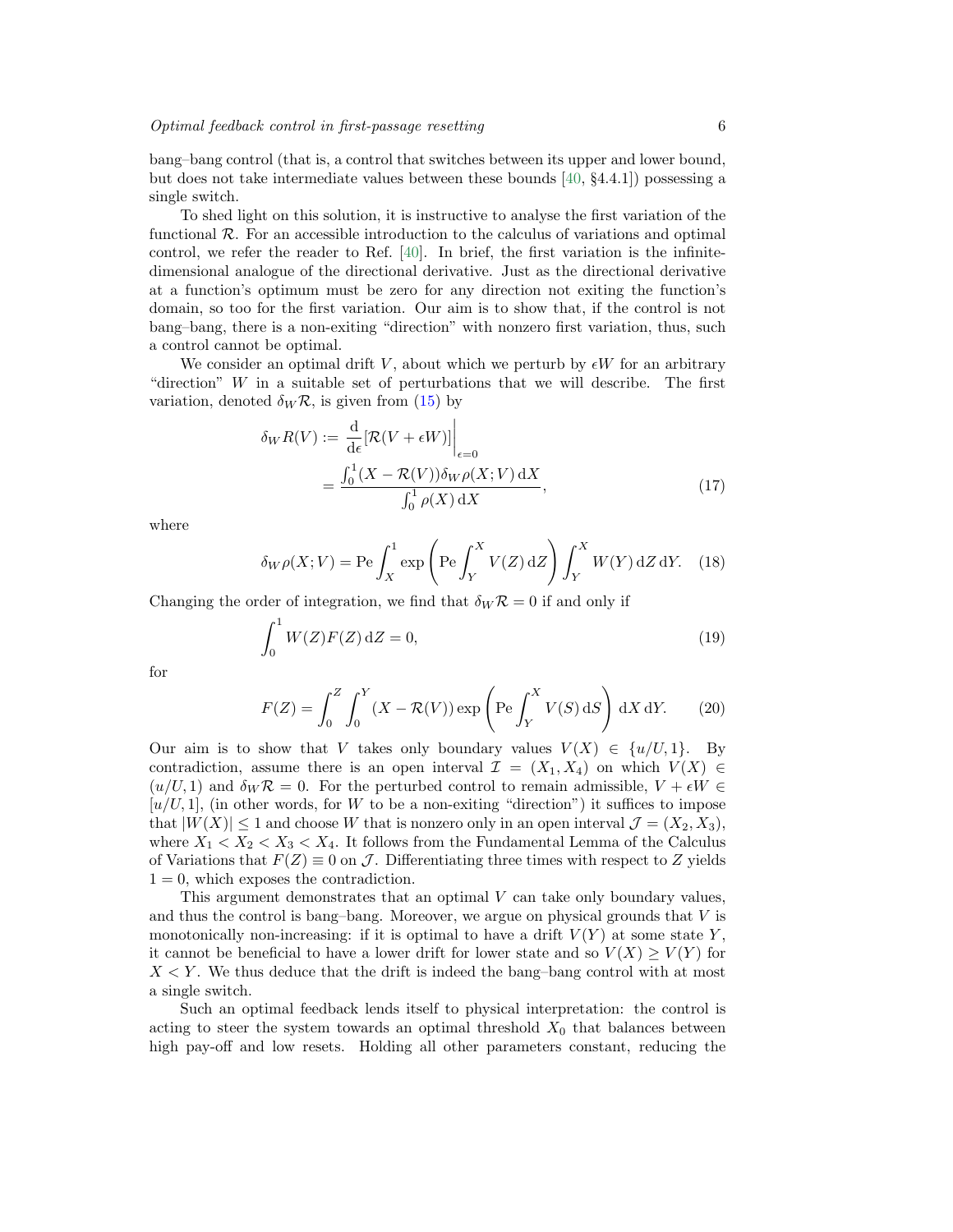bang–bang control (that is, a control that switches between its upper and lower bound, but does not take intermediate values between these bounds [40, §4.4.1]) possessing a single switch.

To shed light on this solution, it is instructive to analyse the first variation of the functional $\mathcal{R}$. For an accessible introduction to the calculus of variations and optimal control, we refer the reader to Ref. [40]. In brief, the first variation is the infinite-dimensional analogue of the directional derivative. Just as the directional derivative at a function's optimum must be zero for any direction not exiting the function's domain, so too for the first variation. Our aim is to show that, if the control is not bang–bang, there is a non-exiting "direction" with nonzero first variation, thus, such a control cannot be optimal.

We consider an optimal drift $V$, about which we perturb by $\epsilon W$ for an arbitrary "direction" $W$ in a suitable set of perturbations that we will describe. The first variation, denoted $\delta_W \mathcal{R}$, is given from (15) by

$$
\begin{aligned}
\delta_W R(V) &:= \left.\frac{\mathrm{d}}{\mathrm{d}\epsilon}[\mathcal{R}(V+\epsilon W)]\right|_{\epsilon=0} \\
&= \frac{\int_0^1 (X - \mathcal{R}(V))\delta_W \rho(X;V)\,\mathrm{d}X}{\int_0^1 \rho(X)\,\mathrm{d}X},
\end{aligned} \tag{17}
$$

where

$$
\delta_W \rho(X;V) = \mathrm{Pe}\int_X^1 \exp\left(\mathrm{Pe}\int_Y^X V(Z)\,\mathrm{d}Z\right)\int_Y^X W(Y)\,\mathrm{d}Z\,\mathrm{d}Y. \tag{18}
$$

Changing the order of integration, we find that $\delta_W \mathcal{R} = 0$ if and only if

$$
\int_0^1 W(Z)F(Z)\,\mathrm{d}Z = 0, \tag{19}
$$

for

$$
F(Z) = \int_0^Z \int_0^Y (X - \mathcal{R}(V))\exp\left(\mathrm{Pe}\int_Y^X V(S)\,\mathrm{d}S\right)\mathrm{d}X\,\mathrm{d}Y. \tag{20}
$$

Our aim is to show that $V$ takes only boundary values $V(X) \in \{u/U, 1\}$. By contradiction, assume there is an open interval $\mathcal{I} = (X_1, X_4)$ on which $V(X) \in (u/U, 1)$ and $\delta_W \mathcal{R} = 0$. For the perturbed control to remain admissible, $V + \epsilon W \in [u/U, 1]$, (in other words, for $W$ to be a non-exiting "direction") it suffices to impose that $|W(X)| \le 1$ and choose $W$ that is nonzero only in an open interval $\mathcal{J} = (X_2, X_3)$, where $X_1 < X_2 < X_3 < X_4$. It follows from the Fundamental Lemma of the Calculus of Variations that $F(Z) \equiv 0$ on $\mathcal{J}$. Differentiating three times with respect to $Z$ yields $1 = 0$, which exposes the contradiction.

This argument demonstrates that an optimal $V$ can take only boundary values, and thus the control is bang–bang. Moreover, we argue on physical grounds that $V$ is monotonically non-increasing: if it is optimal to have a drift $V(Y)$ at some state $Y$, it cannot be beneficial to have a lower drift for lower state and so $V(X) \ge V(Y)$ for $X < Y$. We thus deduce that the drift is indeed the bang–bang control with at most a single switch.

Such an optimal feedback lends itself to physical interpretation: the control is acting to steer the system towards an optimal threshold $X_0$ that balances between high pay-off and low resets. Holding all other parameters constant, reducing the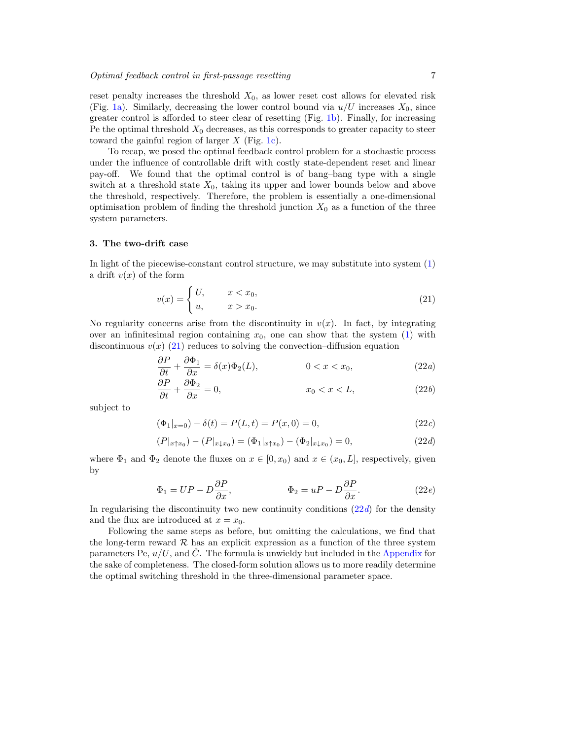reset penalty increases the threshold $X_0$, as lower reset cost allows for elevated risk (Fig. 1a). Similarly, decreasing the lower control bound via $u/U$ increases $X_0$, since greater control is afforded to steer clear of resetting (Fig. 1b). Finally, for increasing Pe the optimal threshold $X_0$ decreases, as this corresponds to greater capacity to steer toward the gainful region of larger $X$ (Fig. 1c).

To recap, we posed the optimal feedback control problem for a stochastic process under the influence of controllable drift with costly state-dependent reset and linear pay-off. We found that the optimal control is of bang–bang type with a single switch at a threshold state $X_0$, taking its upper and lower bounds below and above the threshold, respectively. Therefore, the problem is essentially a one-dimensional optimisation problem of finding the threshold junction $X_0$ as a function of the three system parameters.

## 3. The two-drift case

In light of the piecewise-constant control structure, we may substitute into system (1) a drift $v(x)$ of the form

$$v(x) = \begin{cases} U, & x < x_0, \\ u, & x > x_0. \end{cases} \tag{21}$$

No regularity concerns arise from the discontinuity in $v(x)$. In fact, by integrating over an infinitesimal region containing $x_0$, one can show that the system (1) with discontinuous $v(x)$ (21) reduces to solving the convection–diffusion equation

$$\frac{\partial P}{\partial t} + \frac{\partial \Phi_1}{\partial x} = \delta(x)\Phi_2(L), \qquad 0 < x < x_0, \tag{22a}$$

$$\frac{\partial P}{\partial t} + \frac{\partial \Phi_2}{\partial x} = 0, \qquad x_0 < x < L, \tag{22b}$$

subject to

$$(\Phi_1|_{x=0}) - \delta(t) = P(L,t) = P(x,0) = 0, \tag{22c}$$

$$(P|_{x\uparrow x_0}) - (P|_{x\downarrow x_0}) = (\Phi_1|_{x\uparrow x_0}) - (\Phi_2|_{x\downarrow x_0}) = 0, \tag{22d}$$

where $\Phi_1$ and $\Phi_2$ denote the fluxes on $x \in [0, x_0)$ and $x \in (x_0, L]$, respectively, given by

$$\Phi_1 = UP - D\frac{\partial P}{\partial x}, \qquad \Phi_2 = uP - D\frac{\partial P}{\partial x}. \tag{22e}$$

In regularising the discontinuity two new continuity conditions (22d) for the density and the flux are introduced at $x = x_0$.

Following the same steps as before, but omitting the calculations, we find that the long-term reward $\mathcal{R}$ has an explicit expression as a function of the three system parameters Pe, $u/U$, and $\hat{C}$. The formula is unwieldy but included in the Appendix for the sake of completeness. The closed-form solution allows us to more readily determine the optimal switching threshold in the three-dimensional parameter space.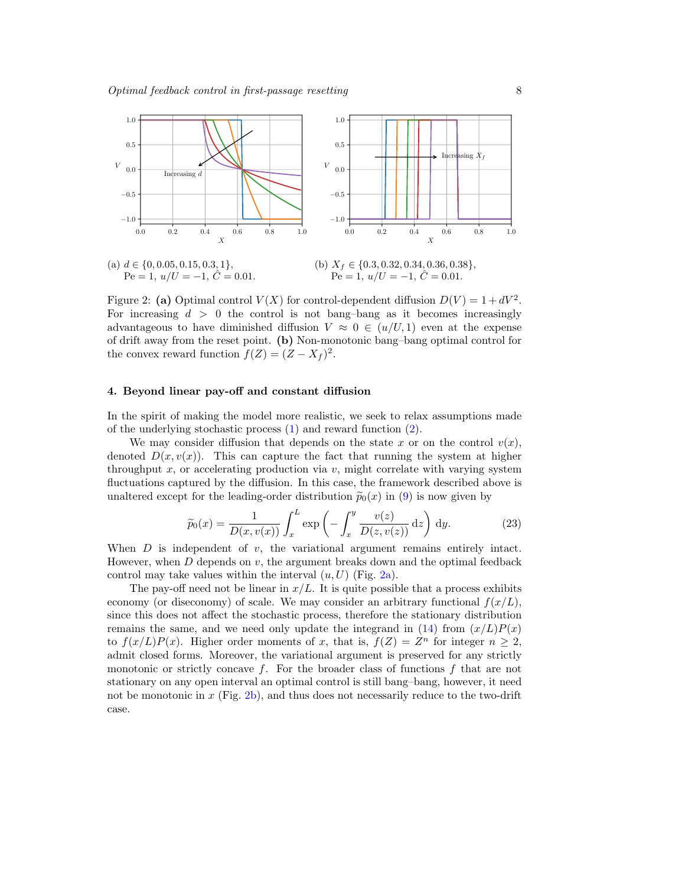1.0
0.5
V 0.0
−0.5
−1.0
0.0 0.2 0.4 0.6 0.8 1.0
X
Increasing $d$

(a) $d \in \{0, 0.05, 0.15, 0.3, 1\}$, Pe $= 1$, $u/U = -1$, $\hat{C} = 0.01$.

1.0
0.5
V 0.0
−0.5
−1.0
0.0 0.2 0.4 0.6 0.8 1.0
X
Increasing $X_f$

(b) $X_f \in \{0.3, 0.32, 0.34, 0.36, 0.38\}$, Pe $= 1$, $u/U = -1$, $\hat{C} = 0.01$.

Figure 2: **(a)** Optimal control $V(X)$ for control-dependent diffusion $D(V) = 1 + dV^2$. For increasing $d > 0$ the control is not bang–bang as it becomes increasingly advantageous to have diminished diffusion $V \approx 0 \in (u/U, 1)$ even at the expense of drift away from the reset point. **(b)** Non-monotonic bang–bang optimal control for the convex reward function $f(Z) = (Z - X_f)^2$.

## 4. Beyond linear pay-off and constant diffusion

In the spirit of making the model more realistic, we seek to relax assumptions made of the underlying stochastic process (1) and reward function (2).

We may consider diffusion that depends on the state $x$ or on the control $v(x)$, denoted $D(x, v(x))$. This can capture the fact that running the system at higher throughput $x$, or accelerating production via $v$, might correlate with varying system fluctuations captured by the diffusion. In this case, the framework described above is unaltered except for the leading-order distribution $\widetilde{p}_0(x)$ in (9) is now given by

$$\widetilde{p}_0(x) = \frac{1}{D(x, v(x))} \int_x^L \exp\left( - \int_x^y \frac{v(z)}{D(z, v(z))} \,\mathrm{d}z \right) \mathrm{d}y. \tag{23}$$

When $D$ is independent of $v$, the variational argument remains entirely intact. However, when $D$ depends on $v$, the argument breaks down and the optimal feedback control may take values within the interval $(u, U)$ (Fig. 2a).

The pay-off need not be linear in $x/L$. It is quite possible that a process exhibits economy (or diseconomy) of scale. We may consider an arbitrary functional $f(x/L)$, since this does not affect the stochastic process, therefore the stationary distribution remains the same, and we need only update the integrand in (14) from $(x/L)P(x)$ to $f(x/L)P(x)$. Higher order moments of $x$, that is, $f(Z) = Z^n$ for integer $n \geq 2$, admit closed forms. Moreover, the variational argument is preserved for any strictly monotonic or strictly concave $f$. For the broader class of functions $f$ that are not stationary on any open interval an optimal control is still bang–bang, however, it need not be monotonic in $x$ (Fig. 2b), and thus does not necessarily reduce to the two-drift case.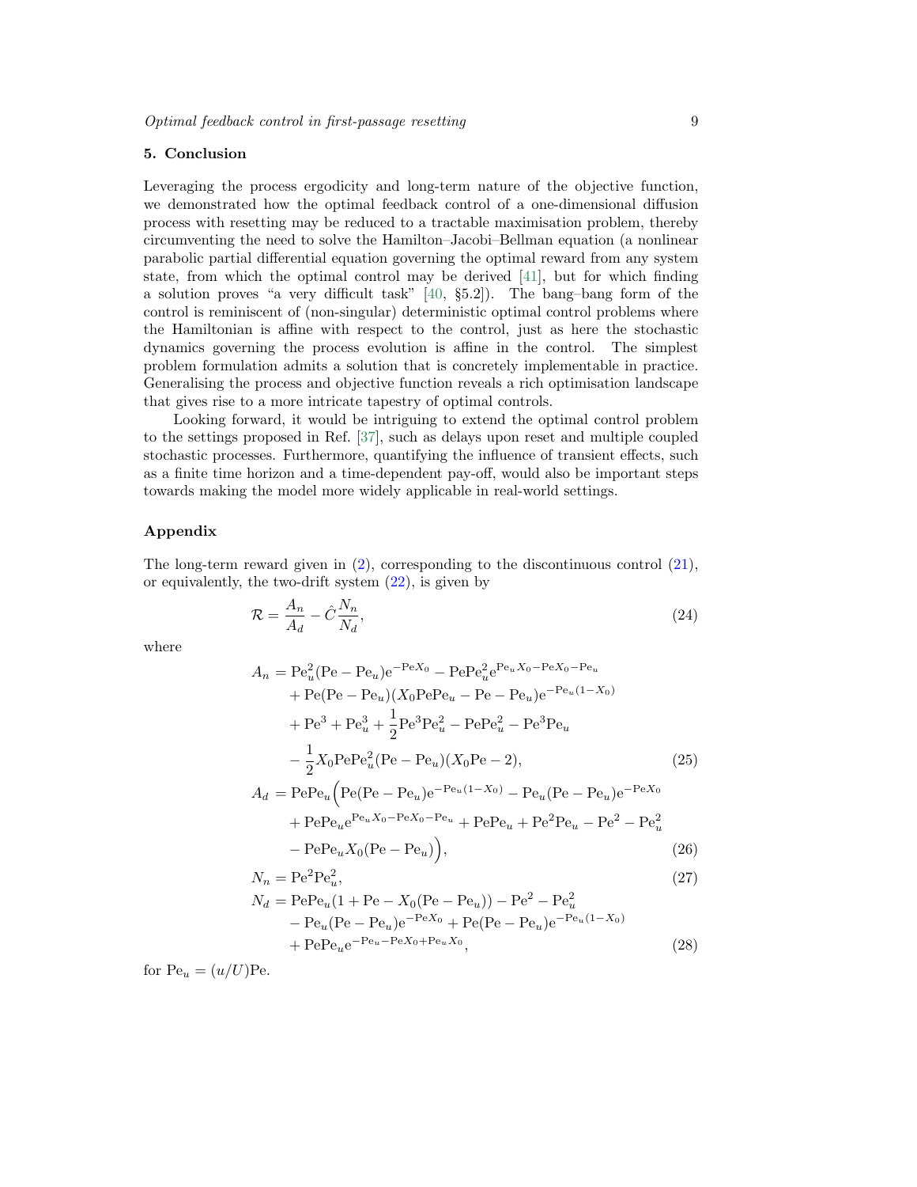## 5. Conclusion

Leveraging the process ergodicity and long-term nature of the objective function, we demonstrated how the optimal feedback control of a one-dimensional diffusion process with resetting may be reduced to a tractable maximisation problem, thereby circumventing the need to solve the Hamilton–Jacobi–Bellman equation (a nonlinear parabolic partial differential equation governing the optimal reward from any system state, from which the optimal control may be derived [41], but for which finding a solution proves "a very difficult task" [40, §5.2]). The bang–bang form of the control is reminiscent of (non-singular) deterministic optimal control problems where the Hamiltonian is affine with respect to the control, just as here the stochastic dynamics governing the process evolution is affine in the control. The simplest problem formulation admits a solution that is concretely implementable in practice. Generalising the process and objective function reveals a rich optimisation landscape that gives rise to a more intricate tapestry of optimal controls.

Looking forward, it would be intriguing to extend the optimal control problem to the settings proposed in Ref. [37], such as delays upon reset and multiple coupled stochastic processes. Furthermore, quantifying the influence of transient effects, such as a finite time horizon and a time-dependent pay-off, would also be important steps towards making the model more widely applicable in real-world settings.

## Appendix

The long-term reward given in (2), corresponding to the discontinuous control (21), or equivalently, the two-drift system (22), is given by

$$\mathcal{R} = \frac{A_n}{A_d} - \hat{C}\frac{N_n}{N_d}, \tag{24}$$

where

$$\begin{aligned}
A_n =\, & \mathrm{Pe}_u^2(\mathrm{Pe}-\mathrm{Pe}_u)\mathrm{e}^{-\mathrm{Pe}X_0} - \mathrm{Pe}\mathrm{Pe}_u^2\mathrm{e}^{\mathrm{Pe}_u X_0 - \mathrm{Pe}X_0 - \mathrm{Pe}_u} \\
& + \mathrm{Pe}(\mathrm{Pe}-\mathrm{Pe}_u)(X_0\mathrm{Pe}\mathrm{Pe}_u - \mathrm{Pe} - \mathrm{Pe}_u)\mathrm{e}^{-\mathrm{Pe}_u(1-X_0)} \\
& + \mathrm{Pe}^3 + \mathrm{Pe}_u^3 + \frac{1}{2}\mathrm{Pe}^3\mathrm{Pe}_u^2 - \mathrm{Pe}\mathrm{Pe}_u^2 - \mathrm{Pe}^3\mathrm{Pe}_u \\
& - \frac{1}{2}X_0\mathrm{Pe}\mathrm{Pe}_u^2(\mathrm{Pe}-\mathrm{Pe}_u)(X_0\mathrm{Pe}-2),
\end{aligned} \tag{25}$$

$$\begin{aligned}
A_d =\, & \mathrm{Pe}\mathrm{Pe}_u\Big(\mathrm{Pe}(\mathrm{Pe}-\mathrm{Pe}_u)\mathrm{e}^{-\mathrm{Pe}_u(1-X_0)} - \mathrm{Pe}_u(\mathrm{Pe}-\mathrm{Pe}_u)\mathrm{e}^{-\mathrm{Pe}X_0} \\
& + \mathrm{Pe}\mathrm{Pe}_u\mathrm{e}^{\mathrm{Pe}_u X_0 - \mathrm{Pe}X_0 - \mathrm{Pe}_u} + \mathrm{Pe}\mathrm{Pe}_u + \mathrm{Pe}^2\mathrm{Pe}_u - \mathrm{Pe}^2 - \mathrm{Pe}_u^2 \\
& - \mathrm{Pe}\mathrm{Pe}_u X_0(\mathrm{Pe}-\mathrm{Pe}_u)\Big),
\end{aligned} \tag{26}$$

$$N_n = \mathrm{Pe}^2\mathrm{Pe}_u^2, \tag{27}$$

$$\begin{aligned}
N_d =\, & \mathrm{Pe}\mathrm{Pe}_u(1 + \mathrm{Pe} - X_0(\mathrm{Pe}-\mathrm{Pe}_u)) - \mathrm{Pe}^2 - \mathrm{Pe}_u^2 \\
& - \mathrm{Pe}_u(\mathrm{Pe}-\mathrm{Pe}_u)\mathrm{e}^{-\mathrm{Pe}X_0} + \mathrm{Pe}(\mathrm{Pe}-\mathrm{Pe}_u)\mathrm{e}^{-\mathrm{Pe}_u(1-X_0)} \\
& + \mathrm{Pe}\mathrm{Pe}_u\mathrm{e}^{-\mathrm{Pe}_u - \mathrm{Pe}X_0 + \mathrm{Pe}_u X_0},
\end{aligned} \tag{28}$$

for $\mathrm{Pe}_u = (u/U)\mathrm{Pe}$.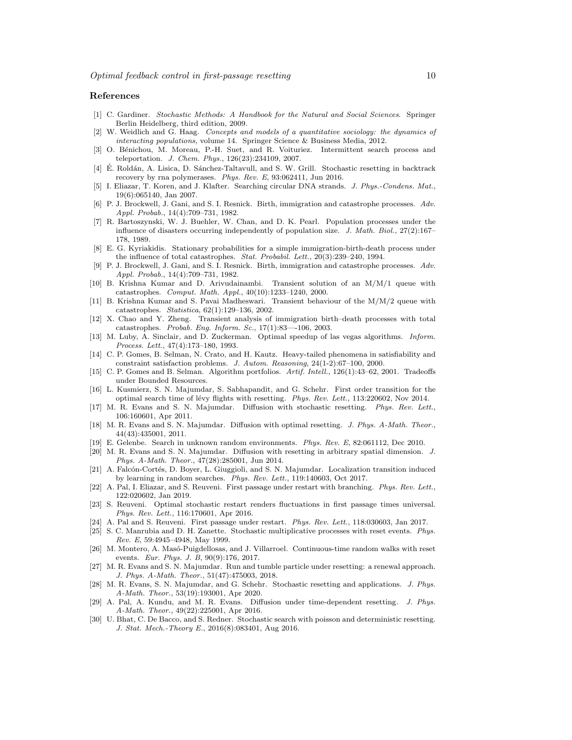## References

[1] C. Gardiner. *Stochastic Methods: A Handbook for the Natural and Social Sciences*. Springer Berlin Heidelberg, third edition, 2009.

[2] W. Weidlich and G. Haag. *Concepts and models of a quantitative sociology: the dynamics of interacting populations*, volume 14. Springer Science & Business Media, 2012.

[3] O. Bénichou, M. Moreau, P.-H. Suet, and R. Voituriez. Intermittent search process and teleportation. *J. Chem. Phys.*, 126(23):234109, 2007.

[4] É. Roldán, A. Lisica, D. Sánchez-Taltavull, and S. W. Grill. Stochastic resetting in backtrack recovery by rna polymerases. *Phys. Rev. E*, 93:062411, Jun 2016.

[5] I. Eliazar, T. Koren, and J. Klafter. Searching circular DNA strands. *J. Phys.-Condens. Mat.*, 19(6):065140, Jan 2007.

[6] P. J. Brockwell, J. Gani, and S. I. Resnick. Birth, immigration and catastrophe processes. *Adv. Appl. Probab.*, 14(4):709–731, 1982.

[7] R. Bartoszynski, W. J. Buehler, W. Chan, and D. K. Pearl. Population processes under the influence of disasters occurring independently of population size. *J. Math. Biol.*, 27(2):167–178, 1989.

[8] E. G. Kyriakidis. Stationary probabilities for a simple immigration-birth-death process under the influence of total catastrophes. *Stat. Probabil. Lett.*, 20(3):239–240, 1994.

[9] P. J. Brockwell, J. Gani, and S. I. Resnick. Birth, immigration and catastrophe processes. *Adv. Appl. Probab.*, 14(4):709–731, 1982.

[10] B. Krishna Kumar and D. Arivudainambi. Transient solution of an M/M/1 queue with catastrophes. *Comput. Math. Appl.*, 40(10):1233–1240, 2000.

[11] B. Krishna Kumar and S. Pavai Madheswari. Transient behaviour of the M/M/2 queue with catastrophes. *Statistica*, 62(1):129–136, 2002.

[12] X. Chao and Y. Zheng. Transient analysis of immigration birth–death processes with total catastrophes. *Probab. Eng. Inform. Sc.*, 17(1):83—-106, 2003.

[13] M. Luby, A. Sinclair, and D. Zuckerman. Optimal speedup of las vegas algorithms. *Inform. Process. Lett.*, 47(4):173–180, 1993.

[14] C. P. Gomes, B. Selman, N. Crato, and H. Kautz. Heavy-tailed phenomena in satisfiability and constraint satisfaction problems. *J. Autom. Reasoning*, 24(1-2):67–100, 2000.

[15] C. P. Gomes and B. Selman. Algorithm portfolios. *Artif. Intell.*, 126(1):43–62, 2001. Tradeoffs under Bounded Resources.

[16] L. Kusmierz, S. N. Majumdar, S. Sabhapandit, and G. Schehr. First order transition for the optimal search time of lévy flights with resetting. *Phys. Rev. Lett.*, 113:220602, Nov 2014.

[17] M. R. Evans and S. N. Majumdar. Diffusion with stochastic resetting. *Phys. Rev. Lett.*, 106:160601, Apr 2011.

[18] M. R. Evans and S. N. Majumdar. Diffusion with optimal resetting. *J. Phys. A-Math. Theor.*, 44(43):435001, 2011.

[19] E. Gelenbe. Search in unknown random environments. *Phys. Rev. E*, 82:061112, Dec 2010.

[20] M. R. Evans and S. N. Majumdar. Diffusion with resetting in arbitrary spatial dimension. *J. Phys. A-Math. Theor.*, 47(28):285001, Jun 2014.

[21] A. Falcón-Cortés, D. Boyer, L. Giuggioli, and S. N. Majumdar. Localization transition induced by learning in random searches. *Phys. Rev. Lett.*, 119:140603, Oct 2017.

[22] A. Pal, I. Eliazar, and S. Reuveni. First passage under restart with branching. *Phys. Rev. Lett.*, 122:020602, Jan 2019.

[23] S. Reuveni. Optimal stochastic restart renders fluctuations in first passage times universal. *Phys. Rev. Lett.*, 116:170601, Apr 2016.

[24] A. Pal and S. Reuveni. First passage under restart. *Phys. Rev. Lett.*, 118:030603, Jan 2017.

[25] S. C. Manrubia and D. H. Zanette. Stochastic multiplicative processes with reset events. *Phys. Rev. E*, 59:4945–4948, May 1999.

[26] M. Montero, A. Masó-Puigdellosas, and J. Villarroel. Continuous-time random walks with reset events. *Eur. Phys. J. B*, 90(9):176, 2017.

[27] M. R. Evans and S. N. Majumdar. Run and tumble particle under resetting: a renewal approach. *J. Phys. A-Math. Theor.*, 51(47):475003, 2018.

[28] M. R. Evans, S. N. Majumdar, and G. Schehr. Stochastic resetting and applications. *J. Phys. A-Math. Theor.*, 53(19):193001, Apr 2020.

[29] A. Pal, A. Kundu, and M. R. Evans. Diffusion under time-dependent resetting. *J. Phys. A-Math. Theor.*, 49(22):225001, Apr 2016.

[30] U. Bhat, C. De Bacco, and S. Redner. Stochastic search with poisson and deterministic resetting. *J. Stat. Mech.-Theory E.*, 2016(8):083401, Aug 2016.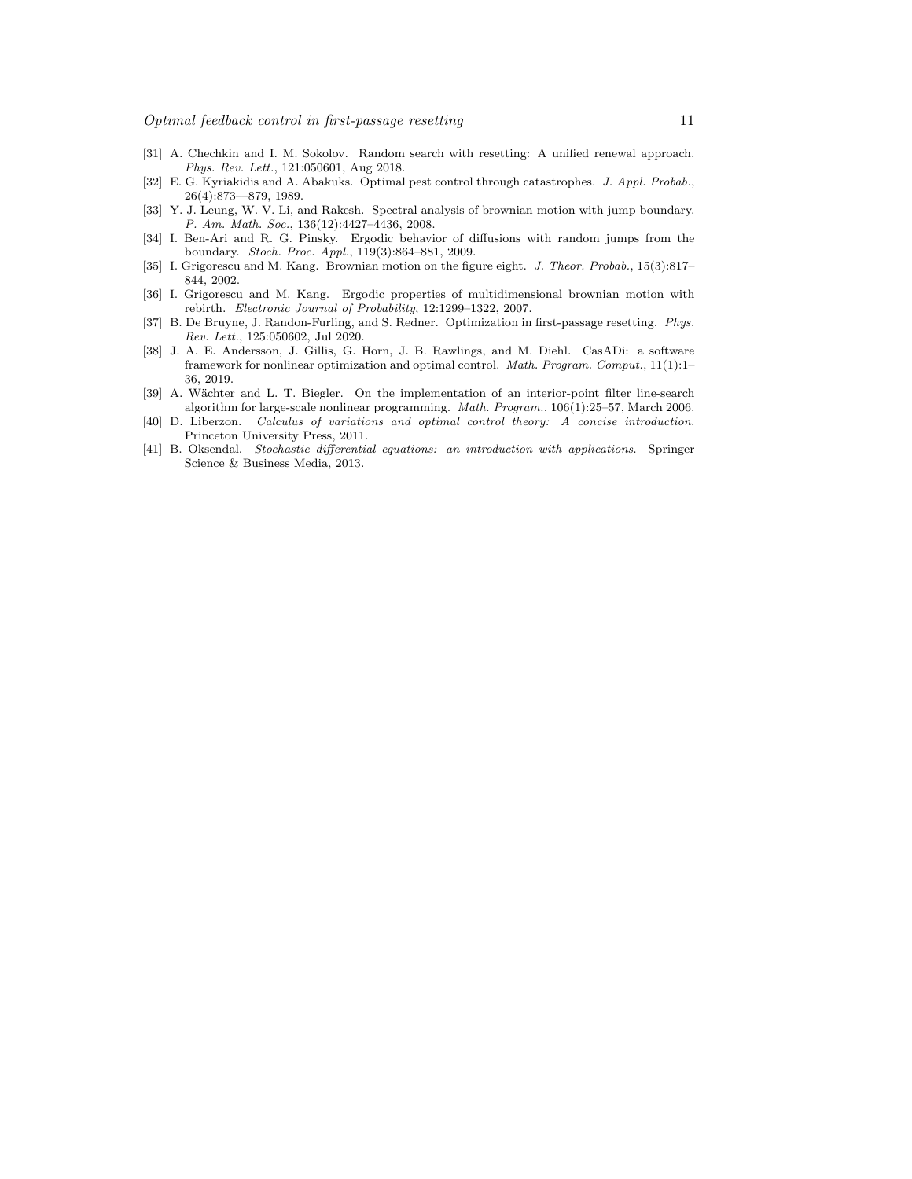[31] A. Chechkin and I. M. Sokolov. Random search with resetting: A unified renewal approach. *Phys. Rev. Lett.*, 121:050601, Aug 2018.

[32] E. G. Kyriakidis and A. Abakuks. Optimal pest control through catastrophes. *J. Appl. Probab.*, 26(4):873—879, 1989.

[33] Y. J. Leung, W. V. Li, and Rakesh. Spectral analysis of brownian motion with jump boundary. *P. Am. Math. Soc.*, 136(12):4427–4436, 2008.

[34] I. Ben-Ari and R. G. Pinsky. Ergodic behavior of diffusions with random jumps from the boundary. *Stoch. Proc. Appl.*, 119(3):864–881, 2009.

[35] I. Grigorescu and M. Kang. Brownian motion on the figure eight. *J. Theor. Probab.*, 15(3):817–844, 2002.

[36] I. Grigorescu and M. Kang. Ergodic properties of multidimensional brownian motion with rebirth. *Electronic Journal of Probability*, 12:1299–1322, 2007.

[37] B. De Bruyne, J. Randon-Furling, and S. Redner. Optimization in first-passage resetting. *Phys. Rev. Lett.*, 125:050602, Jul 2020.

[38] J. A. E. Andersson, J. Gillis, G. Horn, J. B. Rawlings, and M. Diehl. CasADi: a software framework for nonlinear optimization and optimal control. *Math. Program. Comput.*, 11(1):1–36, 2019.

[39] A. Wächter and L. T. Biegler. On the implementation of an interior-point filter line-search algorithm for large-scale nonlinear programming. *Math. Program.*, 106(1):25–57, March 2006.

[40] D. Liberzon. *Calculus of variations and optimal control theory: A concise introduction.* Princeton University Press, 2011.

[41] B. Oksendal. *Stochastic differential equations: an introduction with applications.* Springer Science & Business Media, 2013.